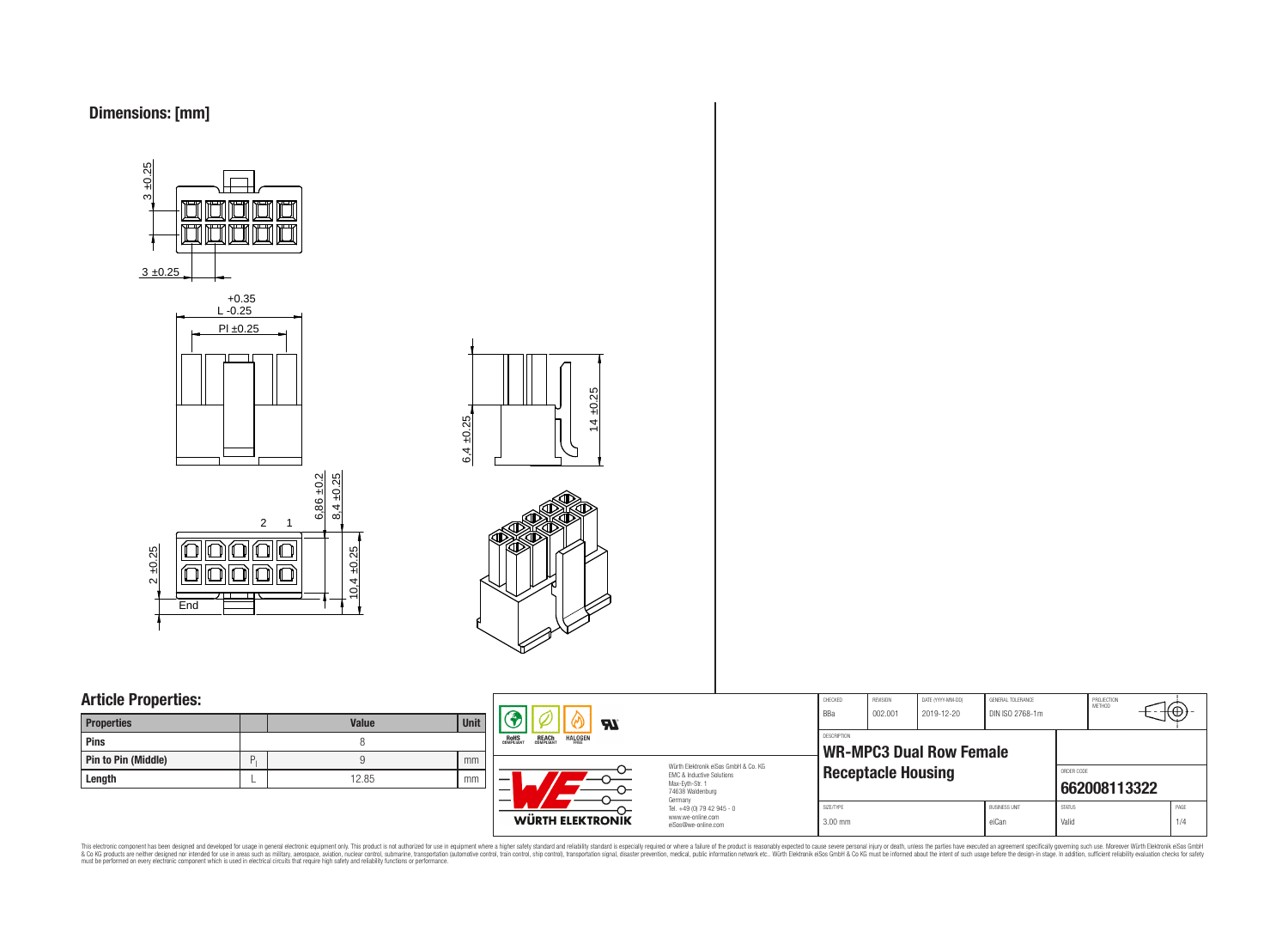## Dimensions: [mm]

3 ±0.25

3 ±0.25

+0.35
L -0.25

Pl ±0.25

6,4 ±0.25

14 ±0.25

6,86 ±0.2

8,4 ±0.25

2 1

2 ±0.25

10,4 ±0.25

End

## Article Properties:

| Properties | | Value | Unit |
|---|---|---|---|
| Pins | | 8 | |
| Pin to Pin (Middle) | $P_l$ | 9 | mm |
| Length | L | 12.85 | mm |

RoHS COMPLIANT | REACh COMPLIANT | HALOGEN FREE

Würth Elektronik eiSos GmbH & Co. KG
EMC & Inductive Solutions
Max-Eyth-Str. 1
74638 Waldenburg
Germany
Tel. +49 (0) 79 42 945 - 0
www.we-online.com
eiSos@we-online.com

WÜRTH ELEKTRONIK

| CHECKED | REVISION | DATE (YYYY-MM-DD) | GENERAL TOLERANCE | PROJECTION METHOD |
|---|---|---|---|---|
| BBa | 002.001 | 2019-12-20 | DIN ISO 2768-1m | |

DESCRIPTION

**WR-MPC3 Dual Row Female Receptacle Housing**

ORDER CODE

**662008113322**

| SIZE/TYPE | BUSINESS UNIT | STATUS | PAGE |
|---|---|---|---|
| 3.00 mm | eiCan | Valid | 1/4 |

This electronic component has been designed and developed for usage in general electronic equipment only. This product is not authorized for use in equipment where a higher safety standard and reliability standard is especially required or where a failure of the product is reasonably expected to cause severe personal injury or death, unless the parties have executed an agreement specifically governing such use. Moreover Würth Elektronik eiSos GmbH & Co KG products are neither designed nor intended for use in areas such as military, aerospace, aviation, nuclear control, submarine, transportation (automotive control, train control, ship control), transportation signal, disaster prevention, medical, public information network etc.. Würth Elektronik eiSos GmbH & Co KG must be informed about the intent of such usage before the design-in stage. In addition, sufficient reliability evaluation checks for safety must be performed on every electronic component which is used in electrical circuits that require high safety and reliability functions or performance.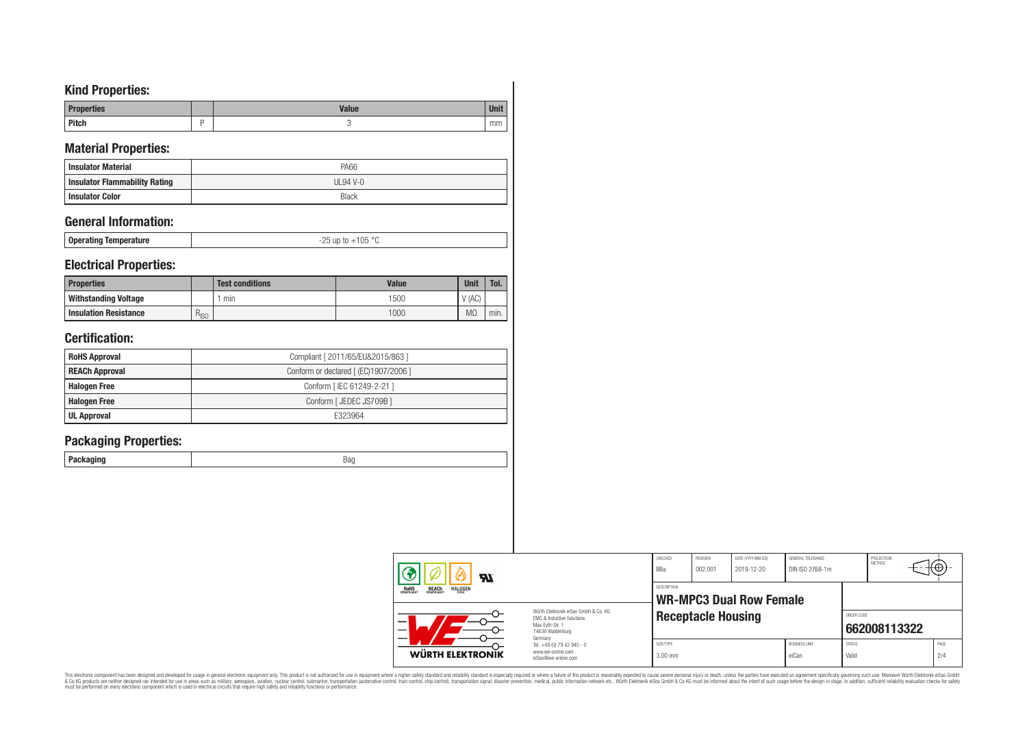## Kind Properties:

| Properties | | Value | Unit |
|---|---|---|---|
| Pitch | P | 3 | mm |

## Material Properties:

| | |
|---|---|
| Insulator Material | PA66 |
| Insulator Flammability Rating | UL94 V-0 |
| Insulator Color | Black |

## General Information:

| | |
|---|---|
| Operating Temperature | -25 up to +105 °C |

## Electrical Properties:

| Properties | | Test conditions | Value | Unit | Tol. |
|---|---|---|---|---|---|
| Withstanding Voltage | | 1 min | 1500 | V (AC) | |
| Insulation Resistance | $R_{ISO}$ | | 1000 | MΩ | min. |

## Certification:

| | |
|---|---|
| RoHS Approval | Compliant [ 2011/65/EU&2015/863 ] |
| REACh Approval | Conform or declared [ (EC)1907/2006 ] |
| Halogen Free | Conform [ IEC 61249-2-21 ] |
| Halogen Free | Conform [ JEDEC JS709B ] |
| UL Approval | E323964 |

## Packaging Properties:

| | |
|---|---|
| Packaging | Bag |

| CHECKED | REVISION | DATE (YYYY-MM-DD) | GENERAL TOLERANCE | PROJECTION METHOD |
|---|---|---|---|---|
| BBa | 002.001 | 2019-12-20 | DIN ISO 2768-1m | |

Würth Elektronik eiSos GmbH & Co. KG
EMC & Inductive Solutions
Max-Eyth-Str. 1
74638 Waldenburg
Germany
Tel. +49 (0) 79 42 945 - 0
www.we-online.com
eiSos@we-online.com

DESCRIPTION
**WR-MPC3 Dual Row Female Receptacle Housing**

ORDER CODE
**662008113322**

| SIZE/TYPE | BUSINESS UNIT | STATUS | PAGE |
|---|---|---|---|
| 3.00 mm | eiCan | Valid | 2/4 |

This electronic component has been designed and developed for usage in general electronic equipment only. This product is not authorized for use in equipment where a higher safety standard and reliability standard is especially required or where a failure of the product is reasonably expected to cause severe personal injury or death, unless the parties have executed an agreement specifically governing such use. Moreover Würth Elektronik eiSos GmbH & Co KG products are neither designed nor intended for use in areas such as military, aerospace, aviation, nuclear control, submarine, transportation (automotive control, train control, ship control), transportation signal, disaster prevention, medical, public information network etc.. Würth Elektronik eiSos GmbH & Co KG must be informed about the intent of such usage before the design-in stage. In addition, sufficient reliability evaluation checks for safety must be performed on every electronic component which is used in electrical circuits that require high safety and reliability functions or performance.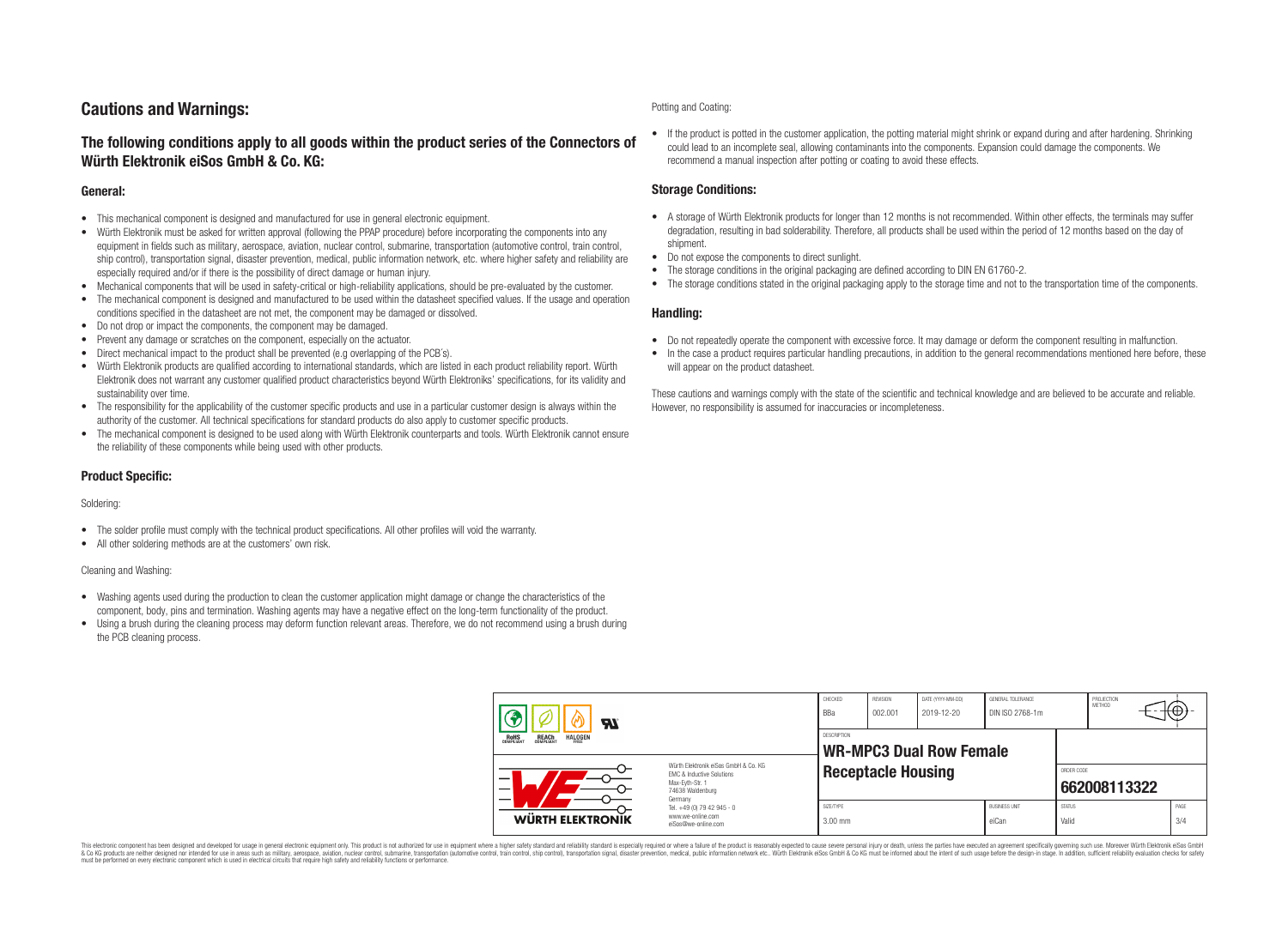## Cautions and Warnings:

### The following conditions apply to all goods within the product series of the Connectors of Würth Elektronik eiSos GmbH & Co. KG:

#### General:

- This mechanical component is designed and manufactured for use in general electronic equipment.
- Würth Elektronik must be asked for written approval (following the PPAP procedure) before incorporating the components into any equipment in fields such as military, aerospace, aviation, nuclear control, submarine, transportation (automotive control, train control, ship control), transportation signal, disaster prevention, medical, public information network, etc. where higher safety and reliability are especially required and/or if there is the possibility of direct damage or human injury.
- Mechanical components that will be used in safety-critical or high-reliability applications, should be pre-evaluated by the customer.
- The mechanical component is designed and manufactured to be used within the datasheet specified values. If the usage and operation conditions specified in the datasheet are not met, the component may be damaged or dissolved.
- Do not drop or impact the components, the component may be damaged.
- Prevent any damage or scratches on the component, especially on the actuator.
- Direct mechanical impact to the product shall be prevented (e.g overlapping of the PCB´s).
- Würth Elektronik products are qualified according to international standards, which are listed in each product reliability report. Würth Elektronik does not warrant any customer qualified product characteristics beyond Würth Elektroniks' specifications, for its validity and sustainability over time.
- The responsibility for the applicability of the customer specific products and use in a particular customer design is always within the authority of the customer. All technical specifications for standard products do also apply to customer specific products.
- The mechanical component is designed to be used along with Würth Elektronik counterparts and tools. Würth Elektronik cannot ensure the reliability of these components while being used with other products.

#### Product Specific:

Soldering:

- The solder profile must comply with the technical product specifications. All other profiles will void the warranty.
- All other soldering methods are at the customers' own risk.

Cleaning and Washing:

- Washing agents used during the production to clean the customer application might damage or change the characteristics of the component, body, pins and termination. Washing agents may have a negative effect on the long-term functionality of the product.
- Using a brush during the cleaning process may deform function relevant areas. Therefore, we do not recommend using a brush during the PCB cleaning process.

Potting and Coating:

- If the product is potted in the customer application, the potting material might shrink or expand during and after hardening. Shrinking could lead to an incomplete seal, allowing contaminants into the components. Expansion could damage the components. We recommend a manual inspection after potting or coating to avoid these effects.

#### Storage Conditions:

- A storage of Würth Elektronik products for longer than 12 months is not recommended. Within other effects, the terminals may suffer degradation, resulting in bad solderability. Therefore, all products shall be used within the period of 12 months based on the day of shipment.
- Do not expose the components to direct sunlight.
- The storage conditions in the original packaging are defined according to DIN EN 61760-2.
- The storage conditions stated in the original packaging apply to the storage time and not to the transportation time of the components.

#### Handling:

- Do not repeatedly operate the component with excessive force. It may damage or deform the component resulting in malfunction.
- In the case a product requires particular handling precautions, in addition to the general recommendations mentioned here before, these will appear on the product datasheet.

These cautions and warnings comply with the state of the scientific and technical knowledge and are believed to be accurate and reliable. However, no responsibility is assumed for inaccuracies or incompleteness.

| CHECKED | REVISION | DATE (YYYY-MM-DD) | GENERAL TOLERANCE | PROJECTION METHOD |
|---|---|---|---|---|
| BBa | 002.001 | 2019-12-20 | DIN ISO 2768-1m | |

DESCRIPTION: **WR-MPC3 Dual Row Female Receptacle Housing**

ORDER CODE: **662008113322**

| SIZE/TYPE | BUSINESS UNIT | STATUS | PAGE |
|---|---|---|---|
| 3.00 mm | eiCan | Valid | 3/4 |

Würth Elektronik eiSos GmbH & Co. KG
EMC & Inductive Solutions
Max-Eyth-Str. 1
74638 Waldenburg
Germany
Tel. +49 (0) 79 42 945 - 0
www.we-online.com
eiSos@we-online.com

This electronic component has been designed and developed for usage in general electronic equipment only. This product is not authorized for use in equipment where a higher safety standard and reliability standard is especially required or where a failure of the product is reasonably expected to cause severe personal injury or death, unless the parties have executed an agreement specifically governing such use. Moreover Würth Elektronik eiSos GmbH & Co KG products are neither designed nor intended for use in areas such as military, aerospace, aviation, nuclear control, submarine, transportation (automotive control, train control, ship control), transportation signal, disaster prevention, medical, public information network etc.. Würth Elektronik eiSos GmbH & Co KG must be informed about the intent of such usage before the design-in stage. In addition, sufficient reliability evaluation checks for safety must be performed on every electronic component which is used in electrical circuits that require high safety and reliability functions or performance.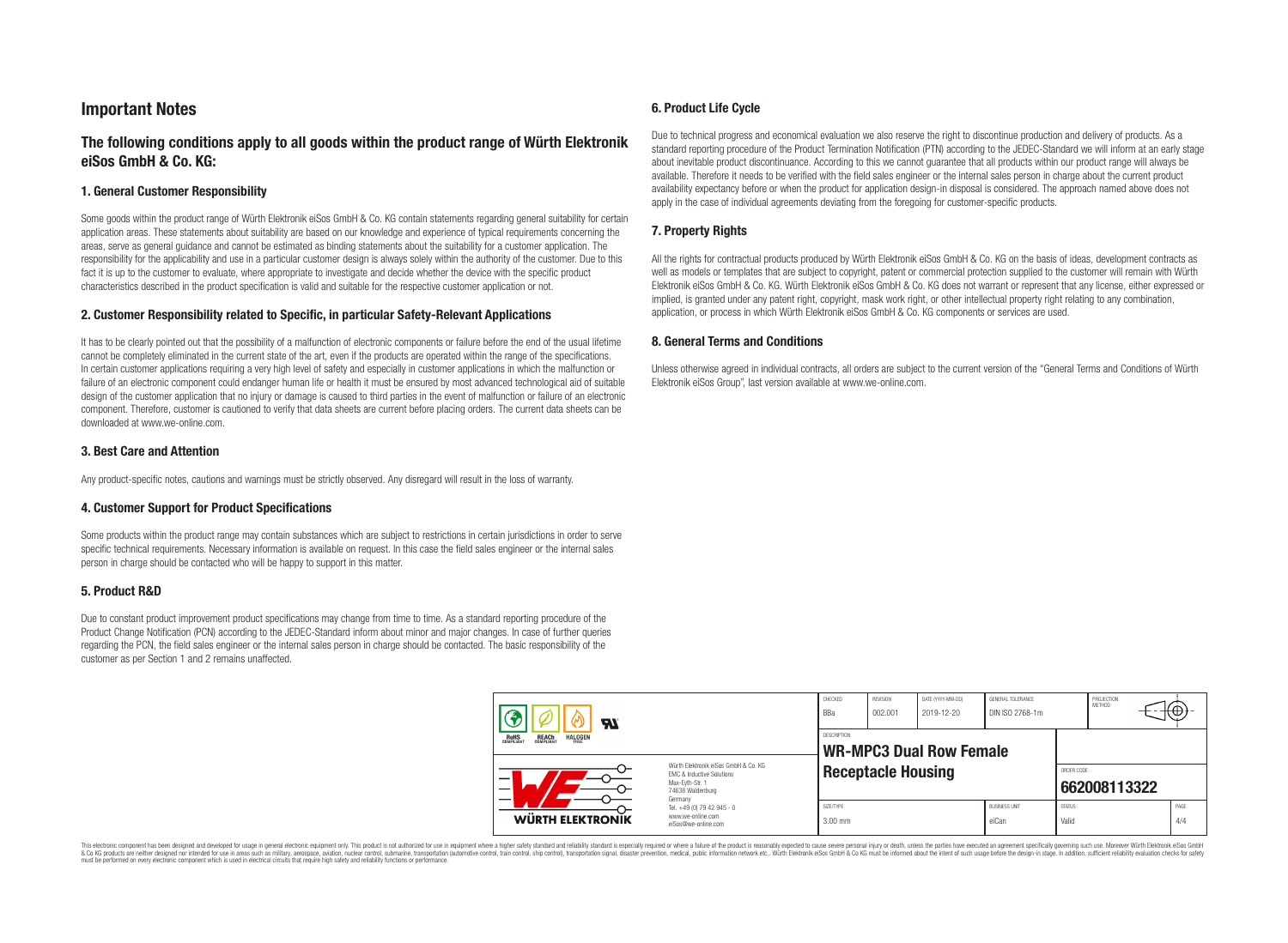# Important Notes

## The following conditions apply to all goods within the product range of Würth Elektronik eiSos GmbH & Co. KG:

### 1. General Customer Responsibility

Some goods within the product range of Würth Elektronik eiSos GmbH & Co. KG contain statements regarding general suitability for certain application areas. These statements about suitability are based on our knowledge and experience of typical requirements concerning the areas, serve as general guidance and cannot be estimated as binding statements about the suitability for a customer application. The responsibility for the applicability and use in a particular customer design is always solely within the authority of the customer. Due to this fact it is up to the customer to evaluate, where appropriate to investigate and decide whether the device with the specific product characteristics described in the product specification is valid and suitable for the respective customer application or not.

### 2. Customer Responsibility related to Specific, in particular Safety-Relevant Applications

It has to be clearly pointed out that the possibility of a malfunction of electronic components or failure before the end of the usual lifetime cannot be completely eliminated in the current state of the art, even if the products are operated within the range of the specifications. In certain customer applications requiring a very high level of safety and especially in customer applications in which the malfunction or failure of an electronic component could endanger human life or health it must be ensured by most advanced technological aid of suitable design of the customer application that no injury or damage is caused to third parties in the event of malfunction or failure of an electronic component. Therefore, customer is cautioned to verify that data sheets are current before placing orders. The current data sheets can be downloaded at www.we-online.com.

### 3. Best Care and Attention

Any product-specific notes, cautions and warnings must be strictly observed. Any disregard will result in the loss of warranty.

### 4. Customer Support for Product Specifications

Some products within the product range may contain substances which are subject to restrictions in certain jurisdictions in order to serve specific technical requirements. Necessary information is available on request. In this case the field sales engineer or the internal sales person in charge should be contacted who will be happy to support in this matter.

### 5. Product R&D

Due to constant product improvement product specifications may change from time to time. As a standard reporting procedure of the Product Change Notification (PCN) according to the JEDEC-Standard inform about minor and major changes. In case of further queries regarding the PCN, the field sales engineer or the internal sales person in charge should be contacted. The basic responsibility of the customer as per Section 1 and 2 remains unaffected.

### 6. Product Life Cycle

Due to technical progress and economical evaluation we also reserve the right to discontinue production and delivery of products. As a standard reporting procedure of the Product Termination Notification (PTN) according to the JEDEC-Standard we will inform at an early stage about inevitable product discontinuance. According to this we cannot guarantee that all products within our product range will always be available. Therefore it needs to be verified with the field sales engineer or the internal sales person in charge about the current product availability expectancy before or when the product for application design-in disposal is considered. The approach named above does not apply in the case of individual agreements deviating from the foregoing for customer-specific products.

### 7. Property Rights

All the rights for contractual products produced by Würth Elektronik eiSos GmbH & Co. KG on the basis of ideas, development contracts as well as models or templates that are subject to copyright, patent or commercial protection supplied to the customer will remain with Würth Elektronik eiSos GmbH & Co. KG. Würth Elektronik eiSos GmbH & Co. KG does not warrant or represent that any license, either expressed or implied, is granted under any patent right, copyright, mask work right, or other intellectual property right relating to any combination, application, or process in which Würth Elektronik eiSos GmbH & Co. KG components or services are used.

### 8. General Terms and Conditions

Unless otherwise agreed in individual contracts, all orders are subject to the current version of the "General Terms and Conditions of Würth Elektronik eiSos Group", last version available at www.we-online.com.

| | | | | | | | |
|---|---|---|---|---|---|---|---|
| RoHS COMPLIANT, REACh COMPLIANT, HALOGEN FREE | | CHECKED BBa | REVISION 002.001 | DATE (YYYY-MM-DD) 2019-12-20 | GENERAL TOLERANCE DIN ISO 2768-1m | PROJECTION METHOD | |
| | | DESCRIPTION **WR-MPC3 Dual Row Female Receptacle Housing** | | | | ORDER CODE **662008113322** | |
| WÜRTH ELEKTRONIK | Würth Elektronik eiSos GmbH & Co. KG EMC & Inductive Solutions Max-Eyth-Str. 1 74638 Waldenburg Germany Tel. +49 (0) 79 42 945 - 0 www.we-online.com eiSos@we-online.com | SIZE/TYPE 3.00 mm | | | BUSINESS UNIT eiCan | STATUS Valid | PAGE 4/4 |

This electronic component has been designed and developed for usage in general electronic equipment only. This product is not authorized for use in equipment where a higher safety standard and reliability standard is especially required or where a failure of the product is reasonably expected to cause severe personal injury or death, unless the parties have executed an agreement specifically governing such use. Moreover Würth Elektronik eiSos GmbH & Co KG products are neither designed nor intended for use in areas such as military, aerospace, aviation, nuclear control, submarine, transportation (automotive control, train control, ship control), transportation signal, disaster prevention, medical, public information network etc.. Würth Elektronik eiSos GmbH & Co KG must be informed about the intent of such usage before the design-in stage. In addition, sufficient reliability evaluation checks for safety must be performed on every electronic component which is used in electrical circuits that require high safety and reliability functions or performance.